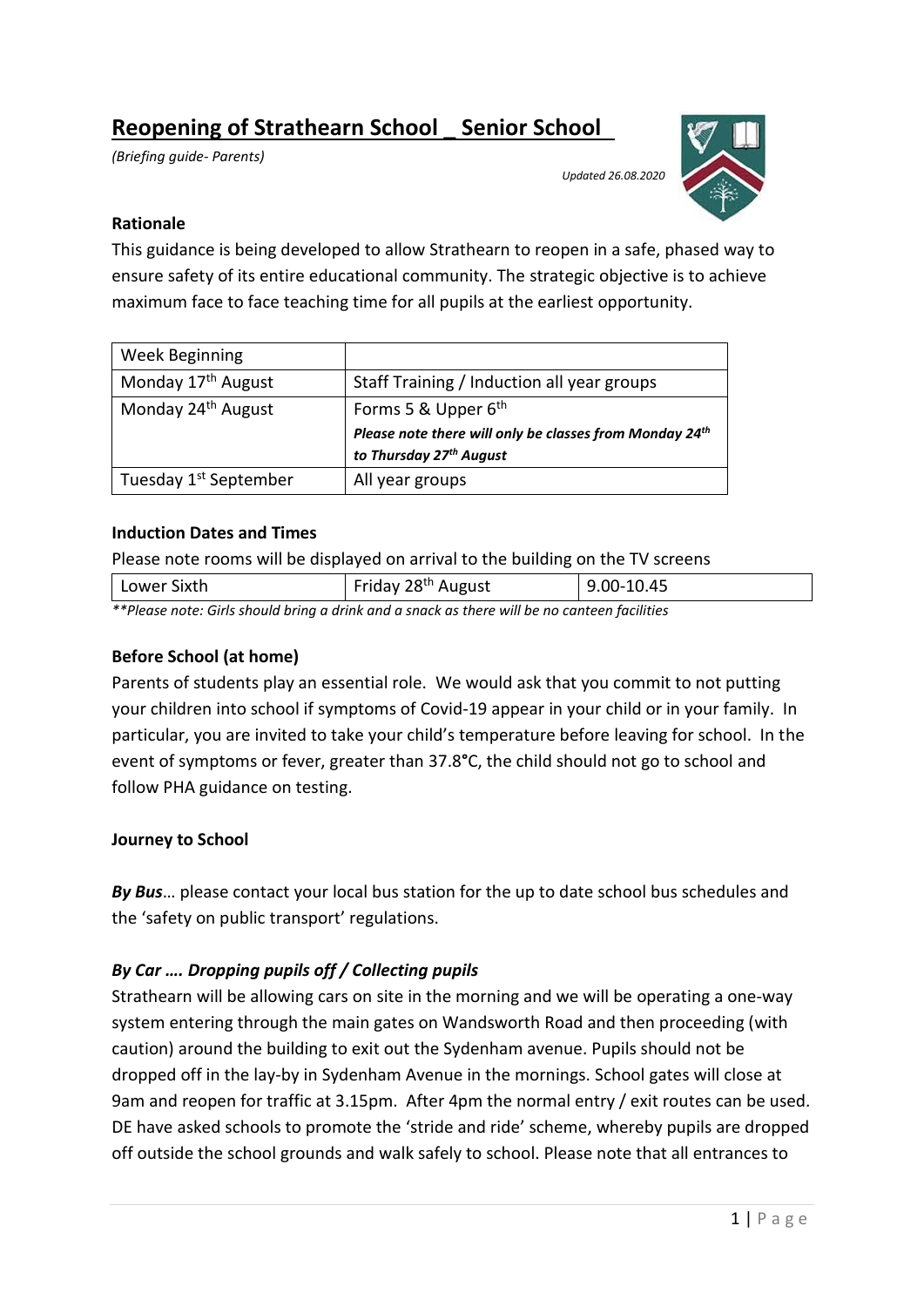# Reopening of Strathearn School _ Senior School

*(Briefing guide- Parents)*

*Updated 26.08.2020*

**Rationale**

This guidance is being developed to allow Strathearn to reopen in a safe, phased way to ensure safety of its entire educational community. The strategic objective is to achieve maximum face to face teaching time for all pupils at the earliest opportunity.

| Week Beginning | |
|---|---|
| Monday 17th August | Staff Training / Induction all year groups |
| Monday 24th August | Forms 5 & Upper 6th ***Please note there will only be classes from Monday 24th to Thursday 27th August*** |
| Tuesday 1st September | All year groups |

**Induction Dates and Times**

Please note rooms will be displayed on arrival to the building on the TV screens

| Lower Sixth | Friday 28th August | 9.00-10.45 |
|---|---|---|

*\*\*Please note: Girls should bring a drink and a snack as there will be no canteen facilities*

**Before School (at home)**

Parents of students play an essential role. We would ask that you commit to not putting your children into school if symptoms of Covid-19 appear in your child or in your family. In particular, you are invited to take your child's temperature before leaving for school. In the event of symptoms or fever, greater than 37.8°C, the child should not go to school and follow PHA guidance on testing.

**Journey to School**

***By Bus***… please contact your local bus station for the up to date school bus schedules and the 'safety on public transport' regulations.

***By Car …. Dropping pupils off / Collecting pupils***

Strathearn will be allowing cars on site in the morning and we will be operating a one-way system entering through the main gates on Wandsworth Road and then proceeding (with caution) around the building to exit out the Sydenham avenue. Pupils should not be dropped off in the lay-by in Sydenham Avenue in the mornings. School gates will close at 9am and reopen for traffic at 3.15pm. After 4pm the normal entry / exit routes can be used. DE have asked schools to promote the 'stride and ride' scheme, whereby pupils are dropped off outside the school grounds and walk safely to school. Please note that all entrances to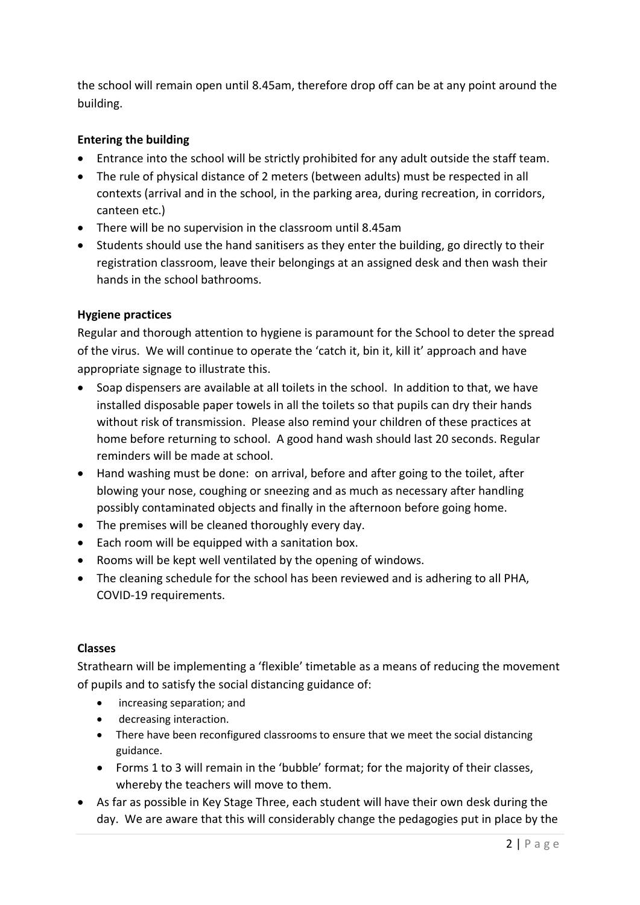the school will remain open until 8.45am, therefore drop off can be at any point around the building.

**Entering the building**

- Entrance into the school will be strictly prohibited for any adult outside the staff team.
- The rule of physical distance of 2 meters (between adults) must be respected in all contexts (arrival and in the school, in the parking area, during recreation, in corridors, canteen etc.)
- There will be no supervision in the classroom until 8.45am
- Students should use the hand sanitisers as they enter the building, go directly to their registration classroom, leave their belongings at an assigned desk and then wash their hands in the school bathrooms.

**Hygiene practices**

Regular and thorough attention to hygiene is paramount for the School to deter the spread of the virus. We will continue to operate the 'catch it, bin it, kill it' approach and have appropriate signage to illustrate this.

- Soap dispensers are available at all toilets in the school. In addition to that, we have installed disposable paper towels in all the toilets so that pupils can dry their hands without risk of transmission. Please also remind your children of these practices at home before returning to school. A good hand wash should last 20 seconds. Regular reminders will be made at school.
- Hand washing must be done: on arrival, before and after going to the toilet, after blowing your nose, coughing or sneezing and as much as necessary after handling possibly contaminated objects and finally in the afternoon before going home.
- The premises will be cleaned thoroughly every day.
- Each room will be equipped with a sanitation box.
- Rooms will be kept well ventilated by the opening of windows.
- The cleaning schedule for the school has been reviewed and is adhering to all PHA, COVID-19 requirements.

**Classes**

Strathearn will be implementing a 'flexible' timetable as a means of reducing the movement of pupils and to satisfy the social distancing guidance of:

- increasing separation; and
- decreasing interaction.
- There have been reconfigured classrooms to ensure that we meet the social distancing guidance.
- Forms 1 to 3 will remain in the 'bubble' format; for the majority of their classes, whereby the teachers will move to them.

- As far as possible in Key Stage Three, each student will have their own desk during the day. We are aware that this will considerably change the pedagogies put in place by the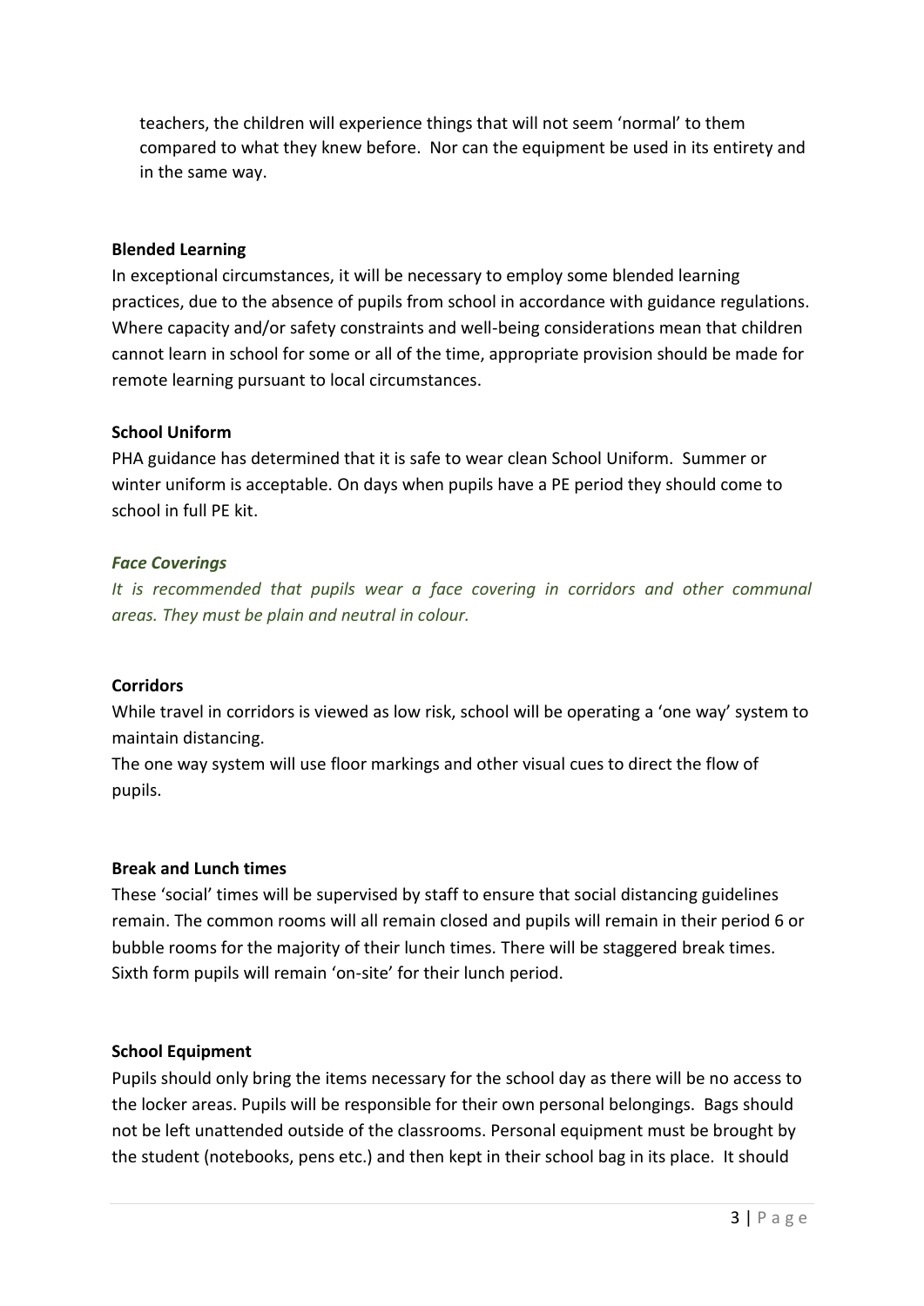teachers, the children will experience things that will not seem 'normal' to them compared to what they knew before. Nor can the equipment be used in its entirety and in the same way.

**Blended Learning**

In exceptional circumstances, it will be necessary to employ some blended learning practices, due to the absence of pupils from school in accordance with guidance regulations. Where capacity and/or safety constraints and well-being considerations mean that children cannot learn in school for some or all of the time, appropriate provision should be made for remote learning pursuant to local circumstances.

**School Uniform**

PHA guidance has determined that it is safe to wear clean School Uniform. Summer or winter uniform is acceptable. On days when pupils have a PE period they should come to school in full PE kit.

***Face Coverings***

*It is recommended that pupils wear a face covering in corridors and other communal areas. They must be plain and neutral in colour.*

**Corridors**

While travel in corridors is viewed as low risk, school will be operating a 'one way' system to maintain distancing.

The one way system will use floor markings and other visual cues to direct the flow of pupils.

**Break and Lunch times**

These 'social' times will be supervised by staff to ensure that social distancing guidelines remain. The common rooms will all remain closed and pupils will remain in their period 6 or bubble rooms for the majority of their lunch times. There will be staggered break times. Sixth form pupils will remain 'on-site' for their lunch period.

**School Equipment**

Pupils should only bring the items necessary for the school day as there will be no access to the locker areas. Pupils will be responsible for their own personal belongings. Bags should not be left unattended outside of the classrooms. Personal equipment must be brought by the student (notebooks, pens etc.) and then kept in their school bag in its place. It should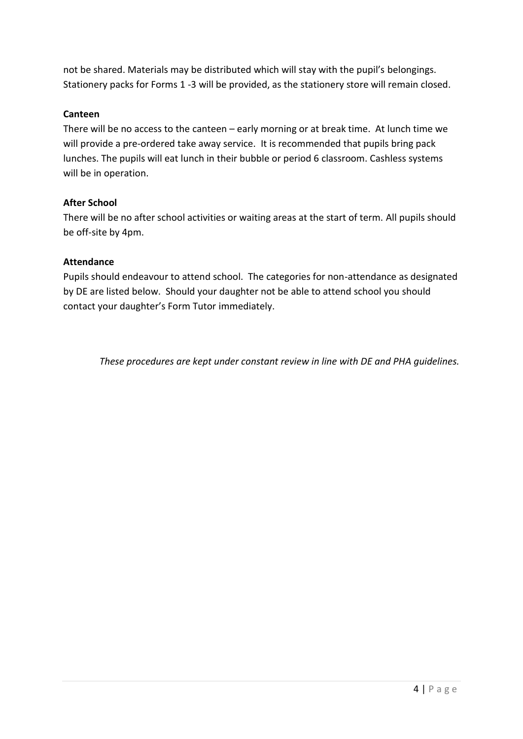not be shared. Materials may be distributed which will stay with the pupil's belongings. Stationery packs for Forms 1 -3 will be provided, as the stationery store will remain closed.

**Canteen**

There will be no access to the canteen – early morning or at break time. At lunch time we will provide a pre-ordered take away service. It is recommended that pupils bring pack lunches. The pupils will eat lunch in their bubble or period 6 classroom. Cashless systems will be in operation.

**After School**

There will be no after school activities or waiting areas at the start of term. All pupils should be off-site by 4pm.

**Attendance**

Pupils should endeavour to attend school. The categories for non-attendance as designated by DE are listed below. Should your daughter not be able to attend school you should contact your daughter's Form Tutor immediately.

*These procedures are kept under constant review in line with DE and PHA guidelines.*